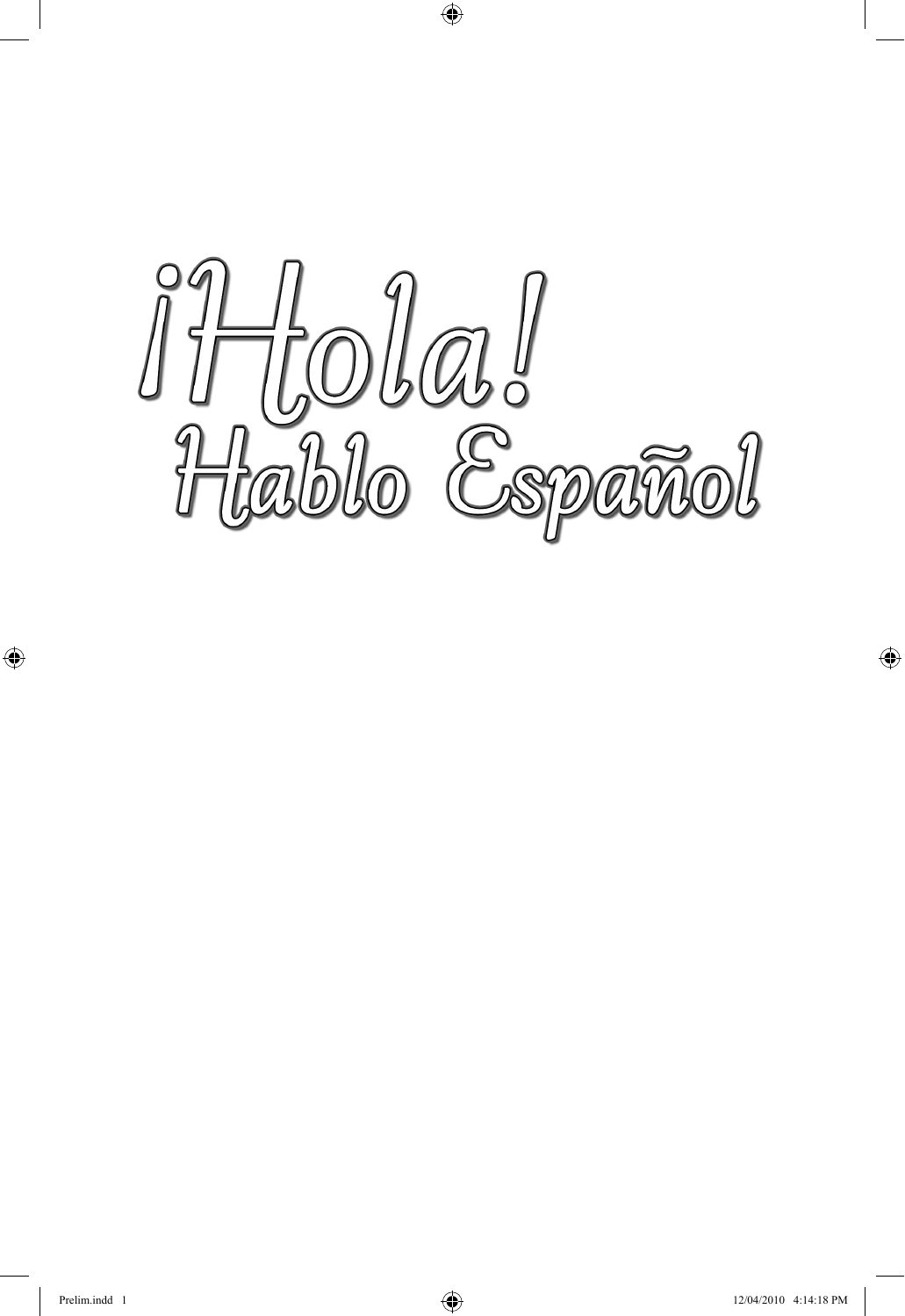# ¡Hola! Hablo Español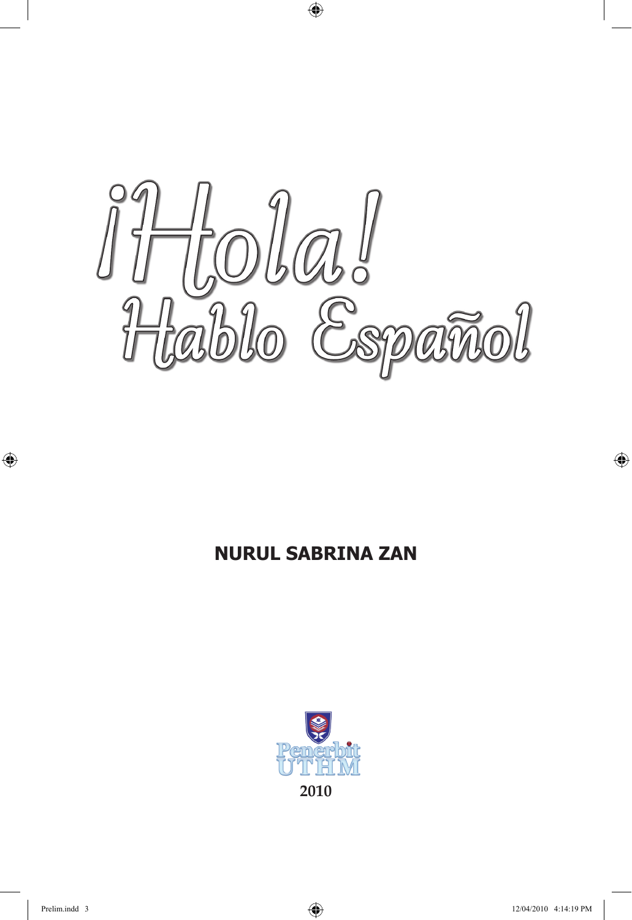# ¡Hola! Hablo Español

**NURUL SABRINA ZAN**

Penerbit UTHM

2010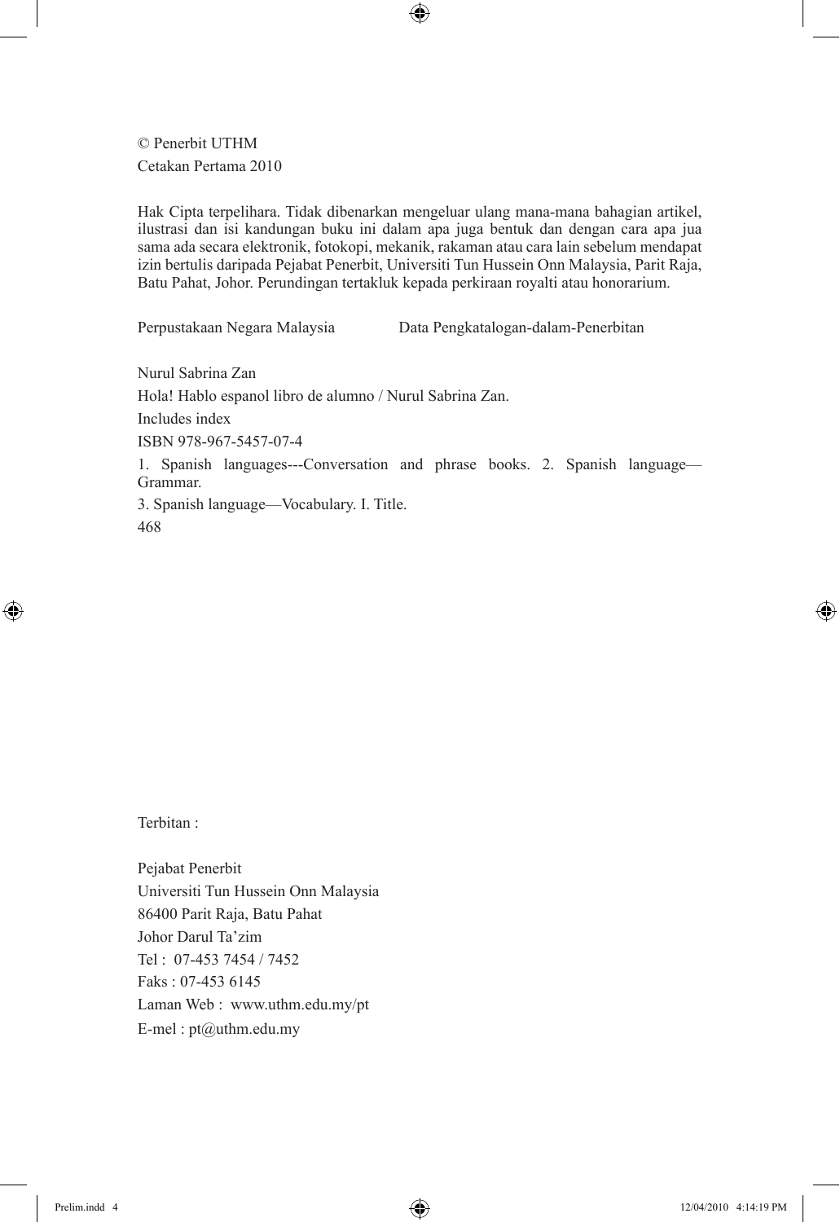© Penerbit UTHM
Cetakan Pertama 2010

Hak Cipta terpelihara. Tidak dibenarkan mengeluar ulang mana-mana bahagian artikel, ilustrasi dan isi kandungan buku ini dalam apa juga bentuk dan dengan cara apa jua sama ada secara elektronik, fotokopi, mekanik, rakaman atau cara lain sebelum mendapat izin bertulis daripada Pejabat Penerbit, Universiti Tun Hussein Onn Malaysia, Parit Raja, Batu Pahat, Johor. Perundingan tertakluk kepada perkiraan royalti atau honorarium.

Perpustakaan Negara Malaysia Data Pengkatalogan-dalam-Penerbitan

Nurul Sabrina Zan
Hola! Hablo espanol libro de alumno / Nurul Sabrina Zan.
Includes index
ISBN 978-967-5457-07-4
1. Spanish languages---Conversation and phrase books. 2. Spanish language—Grammar.
3. Spanish language—Vocabulary. I. Title.
468

Terbitan :

Pejabat Penerbit
Universiti Tun Hussein Onn Malaysia
86400 Parit Raja, Batu Pahat
Johor Darul Ta'zim
Tel : 07-453 7454 / 7452
Faks : 07-453 6145
Laman Web : www.uthm.edu.my/pt
E-mel : pt@uthm.edu.my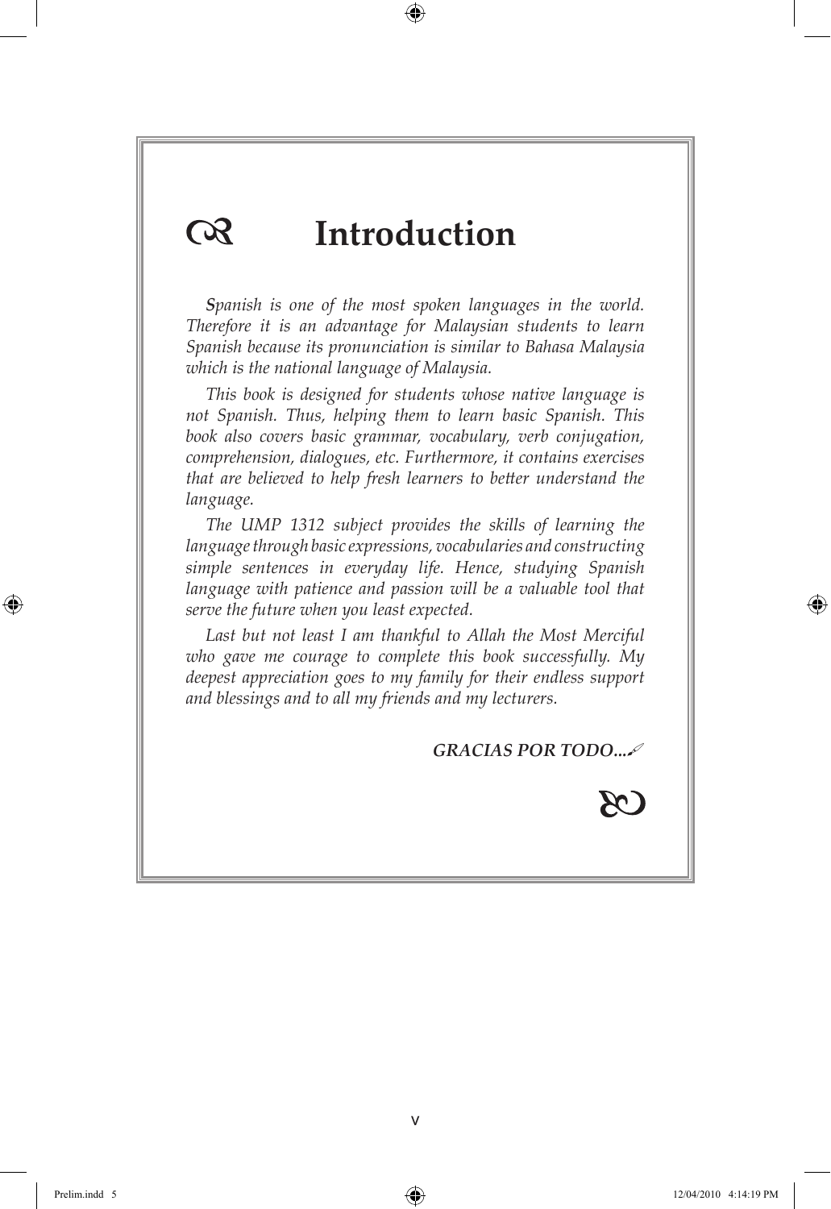# Introduction

*Spanish is one of the most spoken languages in the world. Therefore it is an advantage for Malaysian students to learn Spanish because its pronunciation is similar to Bahasa Malaysia which is the national language of Malaysia.*

*This book is designed for students whose native language is not Spanish. Thus, helping them to learn basic Spanish. This book also covers basic grammar, vocabulary, verb conjugation, comprehension, dialogues, etc. Furthermore, it contains exercises that are believed to help fresh learners to better understand the language.*

*The UMP 1312 subject provides the skills of learning the language through basic expressions, vocabularies and constructing simple sentences in everyday life. Hence, studying Spanish language with patience and passion will be a valuable tool that serve the future when you least expected.*

*Last but not least I am thankful to Allah the Most Merciful who gave me courage to complete this book successfully. My deepest appreciation goes to my family for their endless support and blessings and to all my friends and my lecturers.*

***GRACIAS POR TODO...***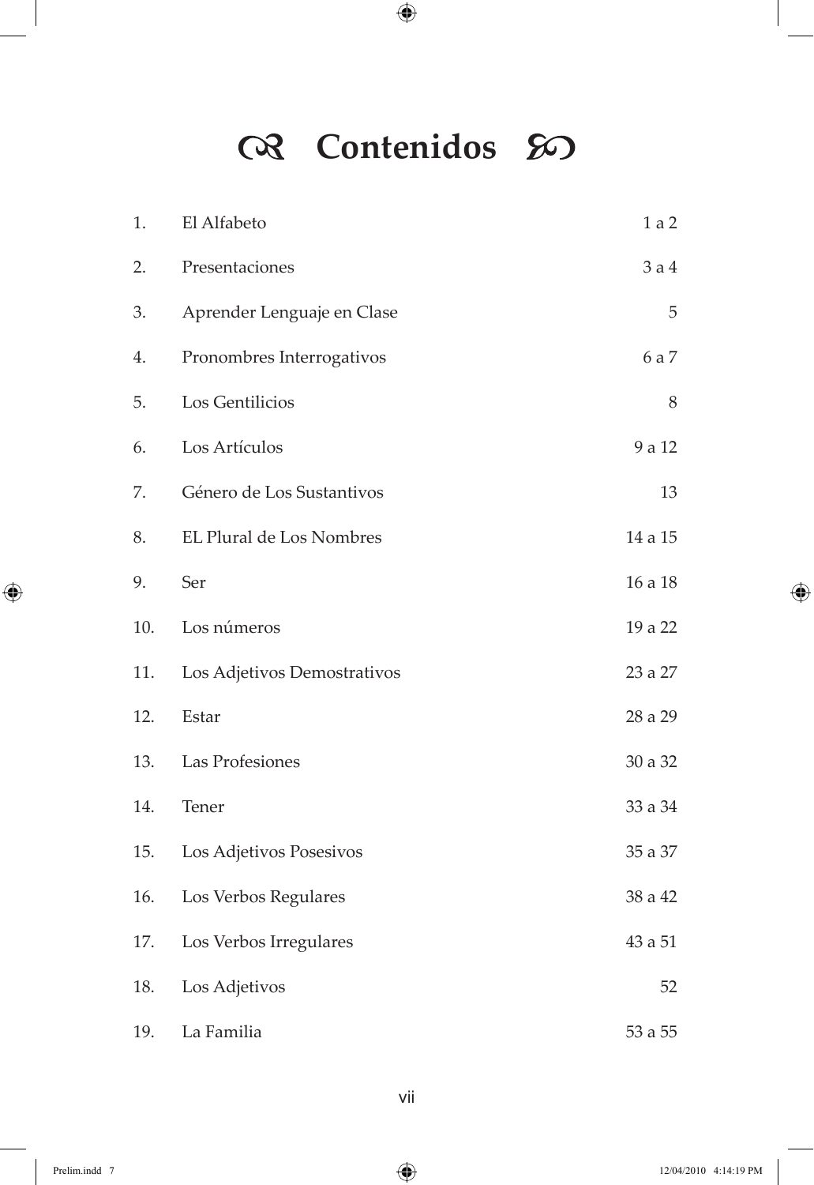# Contenidos

| | | |
|---|---|---|
| 1. | El Alfabeto | 1 a 2 |
| 2. | Presentaciones | 3 a 4 |
| 3. | Aprender Lenguaje en Clase | 5 |
| 4. | Pronombres Interrogativos | 6 a 7 |
| 5. | Los Gentilicios | 8 |
| 6. | Los Artículos | 9 a 12 |
| 7. | Género de Los Sustantivos | 13 |
| 8. | EL Plural de Los Nombres | 14 a 15 |
| 9. | Ser | 16 a 18 |
| 10. | Los números | 19 a 22 |
| 11. | Los Adjetivos Demostrativos | 23 a 27 |
| 12. | Estar | 28 a 29 |
| 13. | Las Profesiones | 30 a 32 |
| 14. | Tener | 33 a 34 |
| 15. | Los Adjetivos Posesivos | 35 a 37 |
| 16. | Los Verbos Regulares | 38 a 42 |
| 17. | Los Verbos Irregulares | 43 a 51 |
| 18. | Los Adjetivos | 52 |
| 19. | La Familia | 53 a 55 |